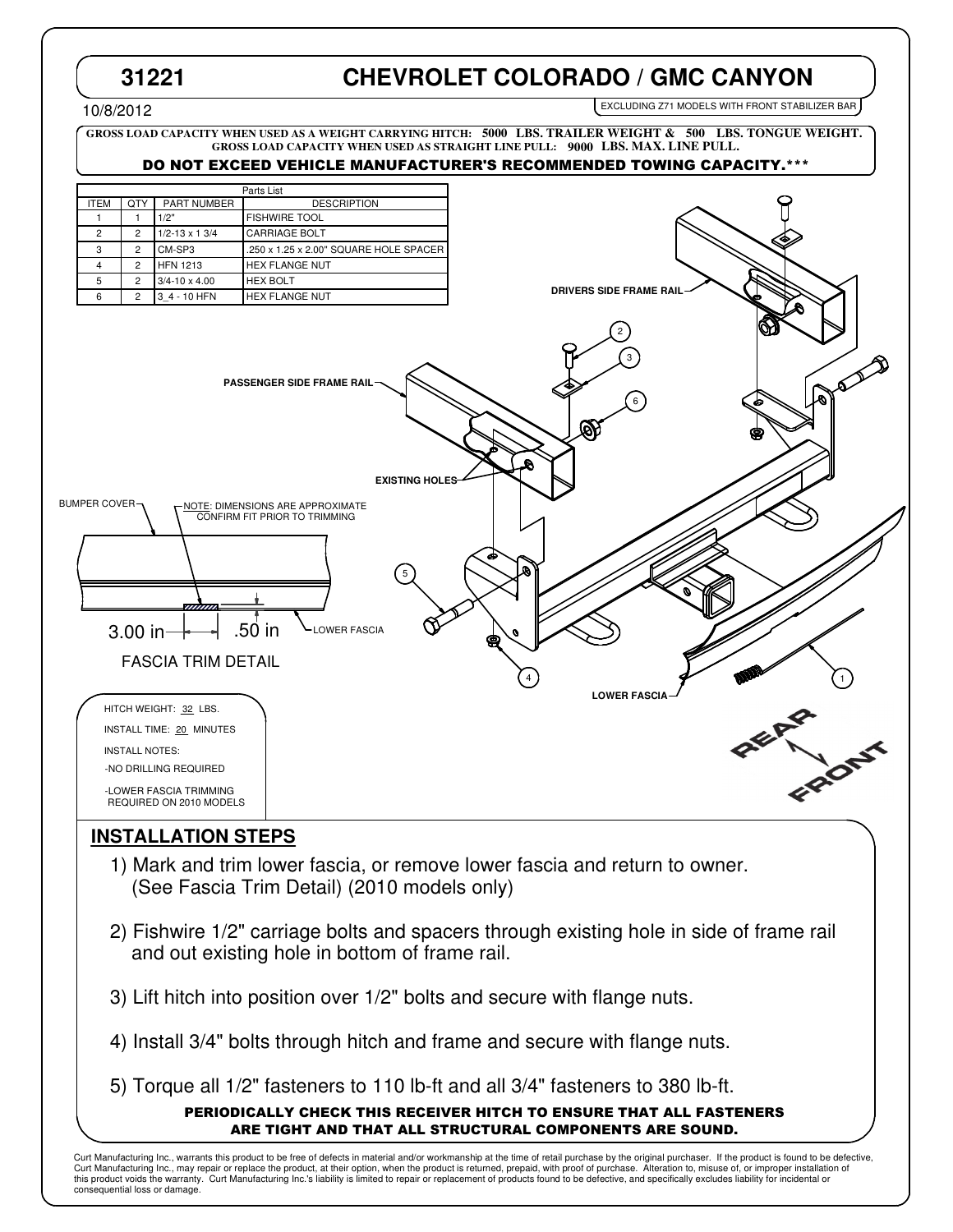# 31221 CHEVROLET COLORADO / GMC CANYON

10/8/2012

EXCLUDING Z71 MODELS WITH FRONT STABILIZER BAR

**GROSS LOAD CAPACITY WHEN USED AS A WEIGHT CARRYING HITCH: 5000 LBS. TRAILER WEIGHT & 500 LBS. TONGUE WEIGHT.**
**GROSS LOAD CAPACITY WHEN USED AS STRAIGHT LINE PULL: 9000 LBS. MAX. LINE PULL.**

**DO NOT EXCEED VEHICLE MANUFACTURER'S RECOMMENDED TOWING CAPACITY.*****

| Parts List | | | |
|---|---|---|---|
| ITEM | QTY | PART NUMBER | DESCRIPTION |
| 1 | 1 | 1/2" | FISHWIRE TOOL |
| 2 | 2 | 1/2-13 x 1 3/4 | CARRIAGE BOLT |
| 3 | 2 | CM-SP3 | .250 x 1.25 x 2.00" SQUARE HOLE SPACER |
| 4 | 2 | HFN 1213 | HEX FLANGE NUT |
| 5 | 2 | 3/4-10 x 4.00 | HEX BOLT |
| 6 | 2 | 3_4 - 10 HFN | HEX FLANGE NUT |

DRIVERS SIDE FRAME RAIL

PASSENGER SIDE FRAME RAIL

EXISTING HOLES

BUMPER COVER

NOTE: DIMENSIONS ARE APPROXIMATE CONFIRM FIT PRIOR TO TRIMMING

3.00 in .50 in

LOWER FASCIA

FASCIA TRIM DETAIL

LOWER FASCIA

REAR

FRONT

HITCH WEIGHT: 32 LBS.

INSTALL TIME: 20 MINUTES

INSTALL NOTES:

-NO DRILLING REQUIRED

-LOWER FASCIA TRIMMING REQUIRED ON 2010 MODELS

## INSTALLATION STEPS

1) Mark and trim lower fascia, or remove lower fascia and return to owner. (See Fascia Trim Detail) (2010 models only)

2) Fishwire 1/2" carriage bolts and spacers through existing hole in side of frame rail and out existing hole in bottom of frame rail.

3) Lift hitch into position over 1/2" bolts and secure with flange nuts.

4) Install 3/4" bolts through hitch and frame and secure with flange nuts.

5) Torque all 1/2" fasteners to 110 lb-ft and all 3/4" fasteners to 380 lb-ft.

**PERIODICALLY CHECK THIS RECEIVER HITCH TO ENSURE THAT ALL FASTENERS ARE TIGHT AND THAT ALL STRUCTURAL COMPONENTS ARE SOUND.**

Curt Manufacturing Inc., warrants this product to be free of defects in material and/or workmanship at the time of retail purchase by the original purchaser. If the product is found to be defective, Curt Manufacturing Inc., may repair or replace the product, at their option, when the product is returned, prepaid, with proof of purchase. Alteration to, misuse of, or improper installation of this product voids the warranty. Curt Manufacturing Inc.'s liability is limited to repair or replacement of products found to be defective, and specifically excludes liability for incidental or consequential loss or damage.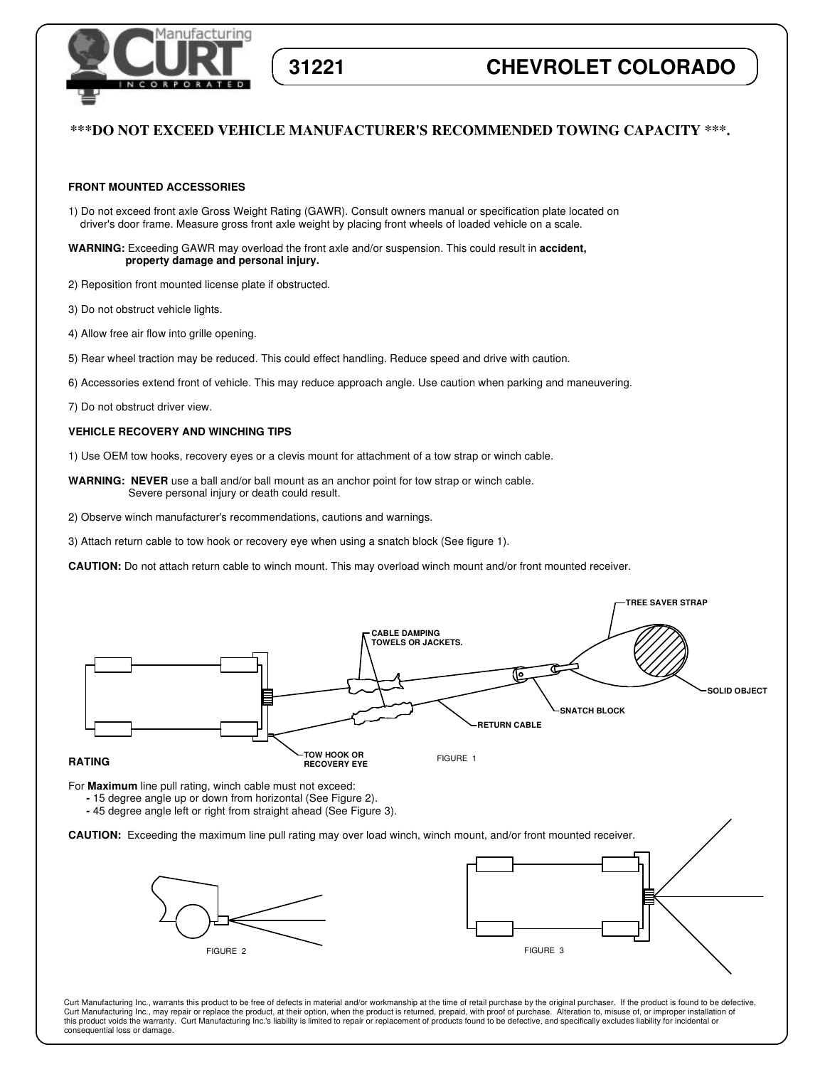# 31221 CHEVROLET COLORADO

**\*\*\*DO NOT EXCEED VEHICLE MANUFACTURER'S RECOMMENDED TOWING CAPACITY \*\*\*.**

**FRONT MOUNTED ACCESSORIES**

1) Do not exceed front axle Gross Weight Rating (GAWR). Consult owners manual or specification plate located on driver's door frame. Measure gross front axle weight by placing front wheels of loaded vehicle on a scale.

**WARNING:** Exceeding GAWR may overload the front axle and/or suspension. This could result in **accident, property damage and personal injury.**

2) Reposition front mounted license plate if obstructed.

3) Do not obstruct vehicle lights.

4) Allow free air flow into grille opening.

5) Rear wheel traction may be reduced. This could effect handling. Reduce speed and drive with caution.

6) Accessories extend front of vehicle. This may reduce approach angle. Use caution when parking and maneuvering.

7) Do not obstruct driver view.

**VEHICLE RECOVERY AND WINCHING TIPS**

1) Use OEM tow hooks, recovery eyes or a clevis mount for attachment of a tow strap or winch cable.

**WARNING: NEVER** use a ball and/or ball mount as an anchor point for tow strap or winch cable. Severe personal injury or death could result.

2) Observe winch manufacturer's recommendations, cautions and warnings.

3) Attach return cable to tow hook or recovery eye when using a snatch block (See figure 1).

**CAUTION:** Do not attach return cable to winch mount. This may overload winch mount and/or front mounted receiver.

TREE SAVER STRAP
CABLE DAMPING TOWELS OR JACKETS.
SOLID OBJECT
SNATCH BLOCK
RETURN CABLE
TOW HOOK OR RECOVERY EYE

FIGURE 1

**RATING**

For **Maximum** line pull rating, winch cable must not exceed:

- 15 degree angle up or down from horizontal (See Figure 2).
- 45 degree angle left or right from straight ahead (See Figure 3).

**CAUTION:** Exceeding the maximum line pull rating may over load winch, winch mount, and/or front mounted receiver.

FIGURE 2

FIGURE 3

Curt Manufacturing Inc., warrants this product to be free of defects in material and/or workmanship at the time of retail purchase by the original purchaser. If the product is found to be defective, Curt Manufacturing Inc., may repair or replace the product, at their option, when the product is returned, prepaid, with proof of purchase. Alteration to, misuse of, or improper installation of this product voids the warranty. Curt Manufacturing Inc.'s liability is limited to repair or replacement of products found to be defective, and specifically excludes liability for incidental or consequential loss or damage.